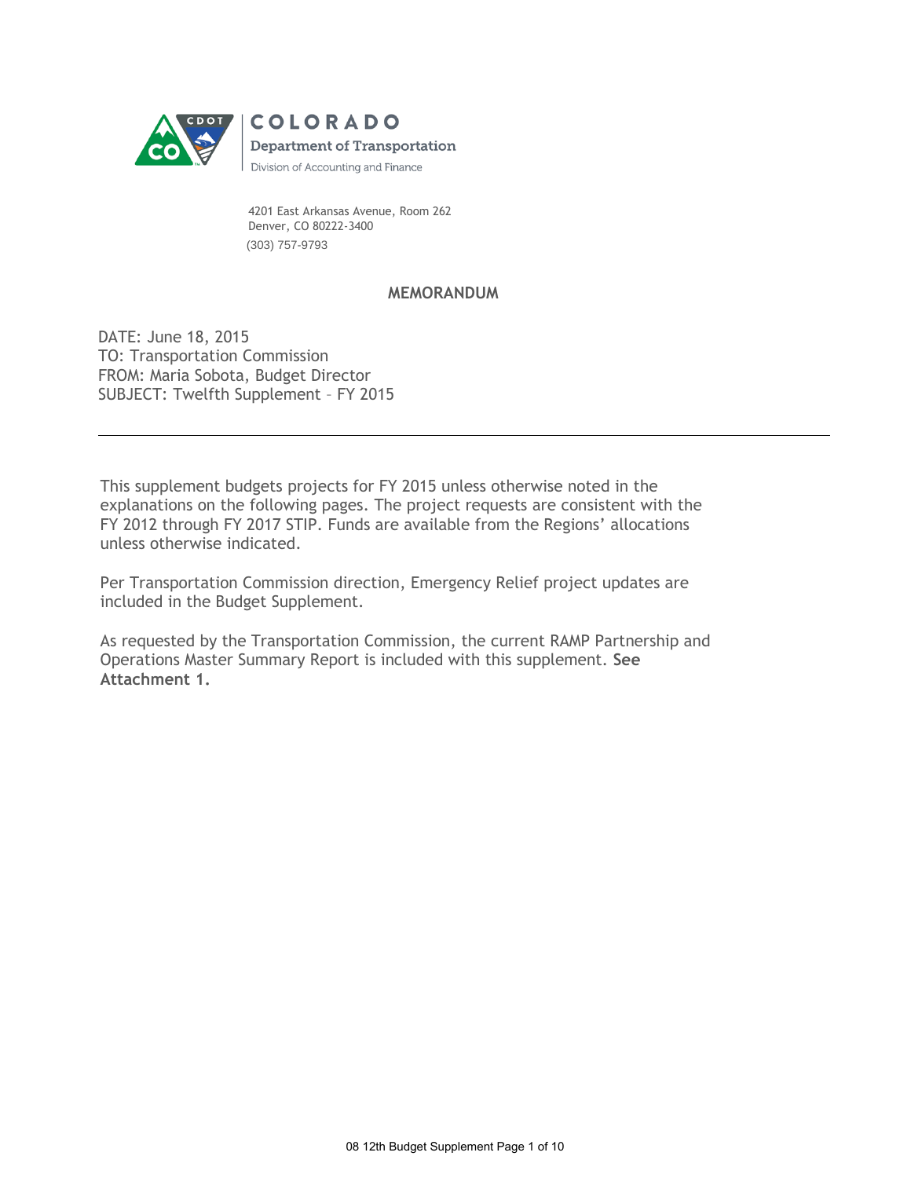COLORADO

Department of Transportation

Division of Accounting and Finance

4201 East Arkansas Avenue, Room 262
Denver, CO 80222-3400
(303) 757-9793

## MEMORANDUM

DATE: June 18, 2015
TO: Transportation Commission
FROM: Maria Sobota, Budget Director
SUBJECT: Twelfth Supplement – FY 2015

---

This supplement budgets projects for FY 2015 unless otherwise noted in the explanations on the following pages. The project requests are consistent with the FY 2012 through FY 2017 STIP. Funds are available from the Regions' allocations unless otherwise indicated.

Per Transportation Commission direction, Emergency Relief project updates are included in the Budget Supplement.

As requested by the Transportation Commission, the current RAMP Partnership and Operations Master Summary Report is included with this supplement. **See Attachment 1.**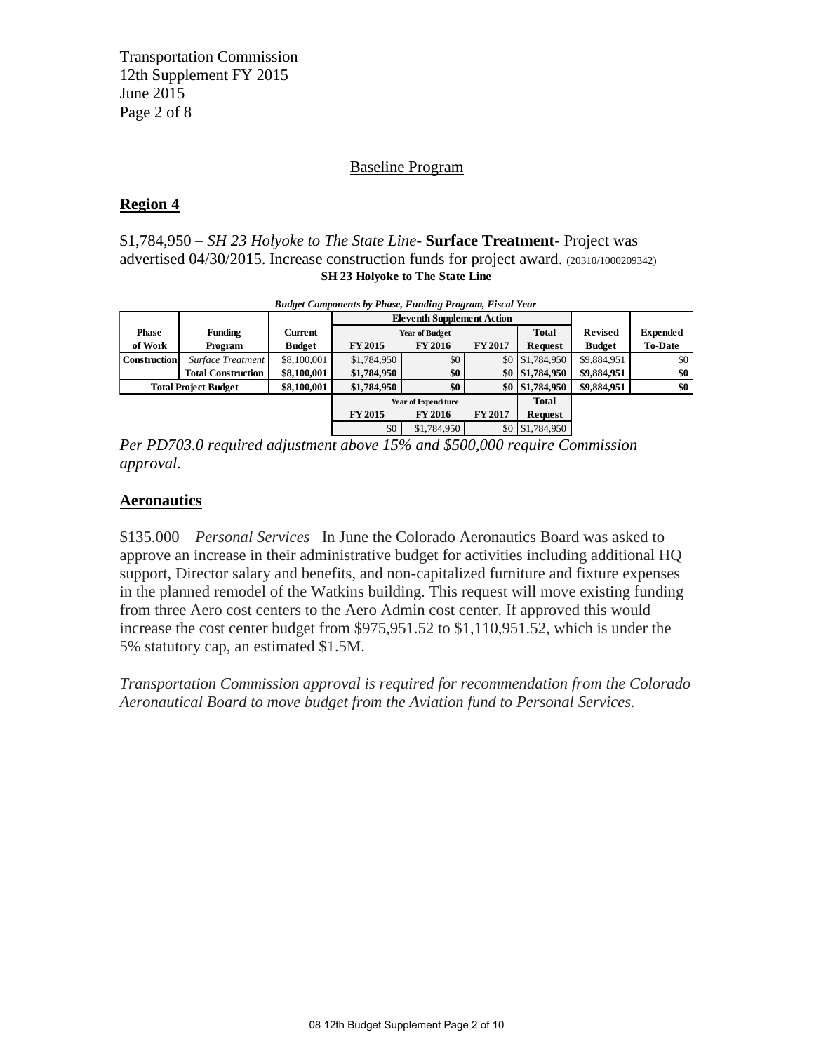Transportation Commission
12th Supplement FY 2015
June 2015
Page 2 of 8

## Baseline Program

### Region 4

$1,784,950 – *SH 23 Holyoke to The State Line*- **Surface Treatment**- Project was advertised 04/30/2015. Increase construction funds for project award. (20310/1000209342)

**SH 23 Holyoke to The State Line**

*Budget Components by Phase, Funding Program, Fiscal Year*

| Phase of Work | Funding Program | Current Budget | Eleventh Supplement Action | | | | Revised Budget | Expended To-Date |
|---|---|---|---|---|---|---|---|---|
| | | | Year of Budget | | | Total Request | | |
| | | | FY 2015 | FY 2016 | FY 2017 | | | |
| Construction | *Surface Treatment* | $8,100,001 | $1,784,950 | $0 | $0 | $1,784,950 | $9,884,951 | $0 |
| | **Total Construction** | **$8,100,001** | **$1,784,950** | **$0** | **$0** | **$1,784,950** | **$9,884,951** | **$0** |
| **Total Project Budget** | | **$8,100,001** | **$1,784,950** | **$0** | **$0** | **$1,784,950** | **$9,884,951** | **$0** |
| | | | Year of Expenditure | | | Total Request | | |
| | | | FY 2015 | FY 2016 | FY 2017 | | | |
| | | | $0 | $1,784,950 | $0 | $1,784,950 | | |

*Per PD703.0 required adjustment above 15% and $500,000 require Commission approval.*

### Aeronautics

$135.000 – *Personal Services*– In June the Colorado Aeronautics Board was asked to approve an increase in their administrative budget for activities including additional HQ support, Director salary and benefits, and non-capitalized furniture and fixture expenses in the planned remodel of the Watkins building. This request will move existing funding from three Aero cost centers to the Aero Admin cost center. If approved this would increase the cost center budget from $975,951.52 to $1,110,951.52, which is under the 5% statutory cap, an estimated $1.5M.

*Transportation Commission approval is required for recommendation from the Colorado Aeronautical Board to move budget from the Aviation fund to Personal Services.*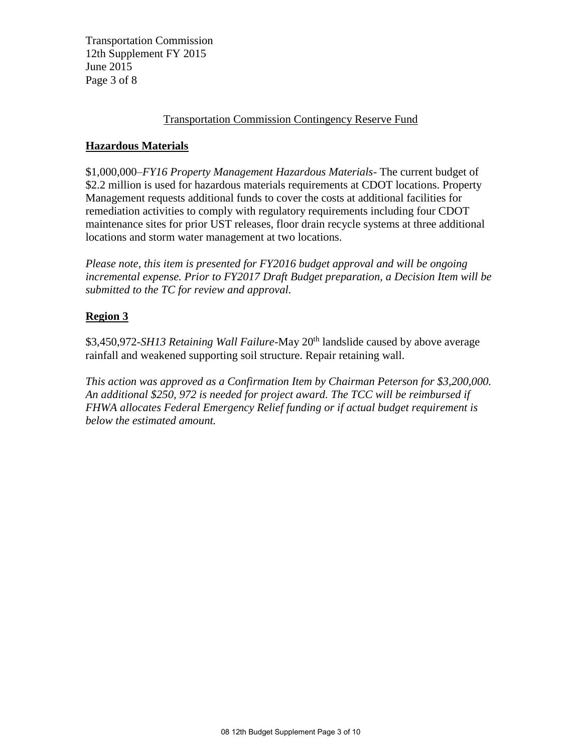Transportation Commission Contingency Reserve Fund

**Hazardous Materials**

$1,000,000–*FY16 Property Management Hazardous Materials*- The current budget of $2.2 million is used for hazardous materials requirements at CDOT locations. Property Management requests additional funds to cover the costs at additional facilities for remediation activities to comply with regulatory requirements including four CDOT maintenance sites for prior UST releases, floor drain recycle systems at three additional locations and storm water management at two locations.

*Please note, this item is presented for FY2016 budget approval and will be ongoing incremental expense. Prior to FY2017 Draft Budget preparation, a Decision Item will be submitted to the TC for review and approval.*

**Region 3**

$3,450,972-*SH13 Retaining Wall Failure*-May 20th landslide caused by above average rainfall and weakened supporting soil structure. Repair retaining wall.

*This action was approved as a Confirmation Item by Chairman Peterson for $3,200,000. An additional $250, 972 is needed for project award. The TCC will be reimbursed if FHWA allocates Federal Emergency Relief funding or if actual budget requirement is below the estimated amount.*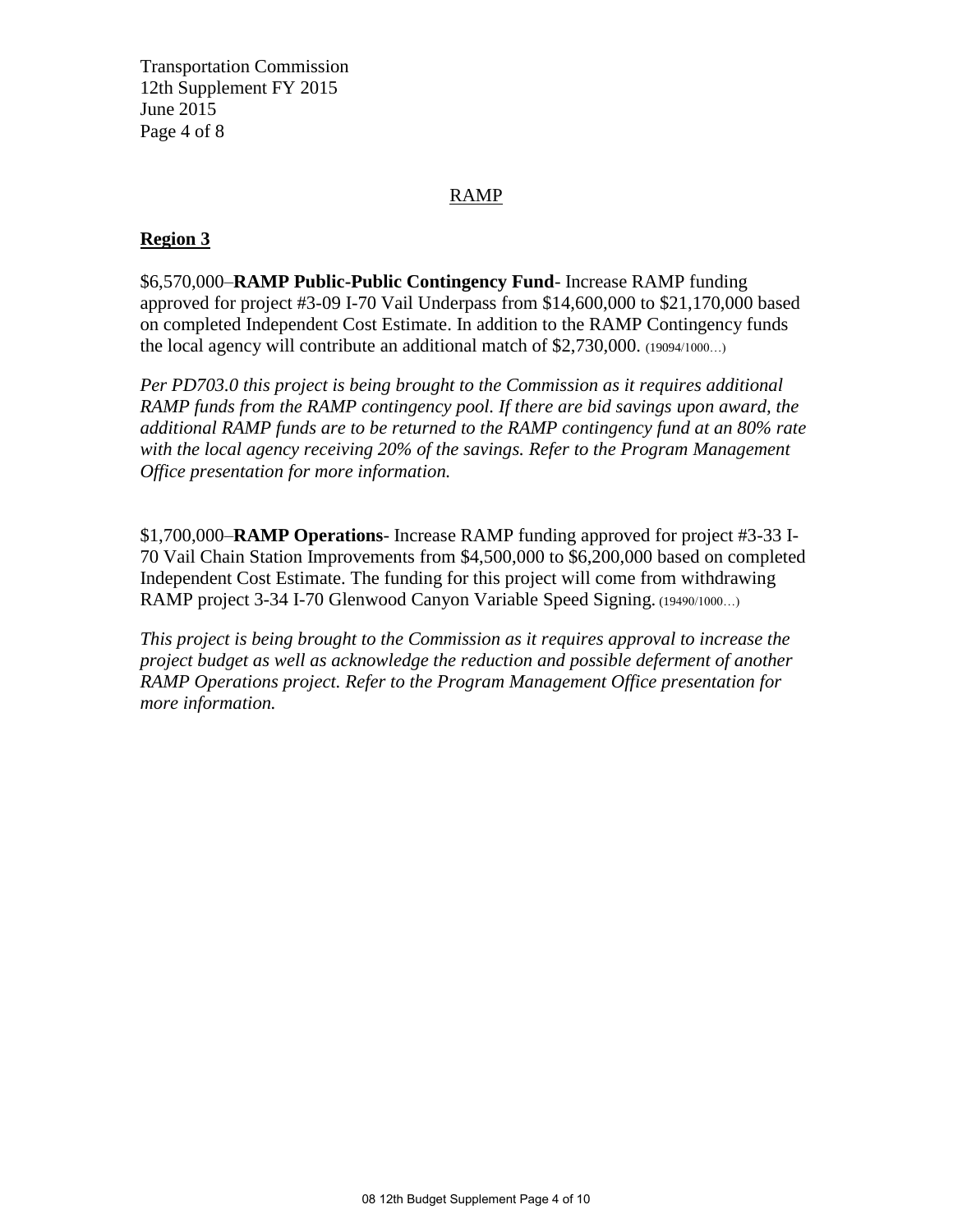## RAMP

### Region 3

$6,570,000–**RAMP Public-Public Contingency Fund**- Increase RAMP funding approved for project #3-09 I-70 Vail Underpass from $14,600,000 to $21,170,000 based on completed Independent Cost Estimate. In addition to the RAMP Contingency funds the local agency will contribute an additional match of $2,730,000. (19094/1000…)

*Per PD703.0 this project is being brought to the Commission as it requires additional RAMP funds from the RAMP contingency pool. If there are bid savings upon award, the additional RAMP funds are to be returned to the RAMP contingency fund at an 80% rate with the local agency receiving 20% of the savings. Refer to the Program Management Office presentation for more information.*

$1,700,000–**RAMP Operations**- Increase RAMP funding approved for project #3-33 I-70 Vail Chain Station Improvements from $4,500,000 to $6,200,000 based on completed Independent Cost Estimate. The funding for this project will come from withdrawing RAMP project 3-34 I-70 Glenwood Canyon Variable Speed Signing. (19490/1000…)

*This project is being brought to the Commission as it requires approval to increase the project budget as well as acknowledge the reduction and possible deferment of another RAMP Operations project. Refer to the Program Management Office presentation for more information.*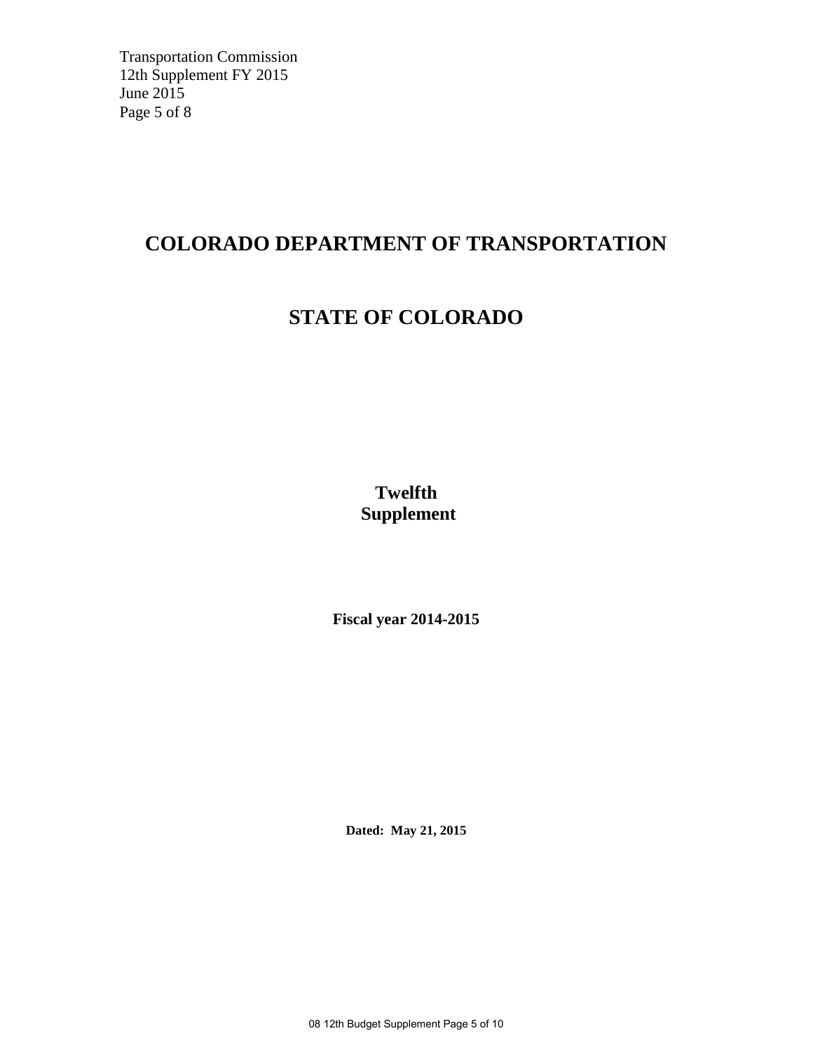# COLORADO DEPARTMENT OF TRANSPORTATION

# STATE OF COLORADO

## Twelfth Supplement

**Fiscal year 2014-2015**

**Dated: May 21, 2015**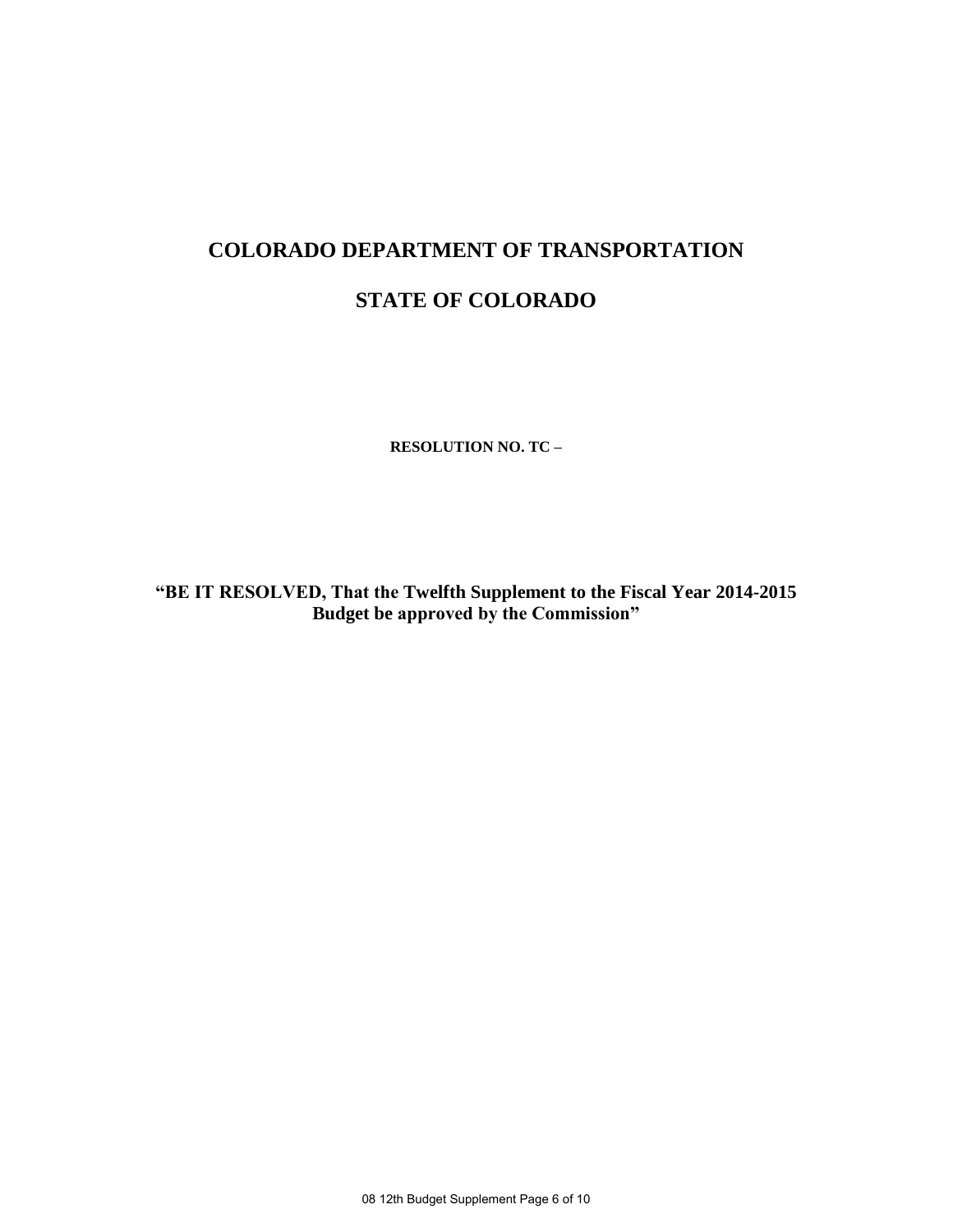# COLORADO DEPARTMENT OF TRANSPORTATION

# STATE OF COLORADO

**RESOLUTION NO. TC –**

**"BE IT RESOLVED, That the Twelfth Supplement to the Fiscal Year 2014-2015 Budget be approved by the Commission"**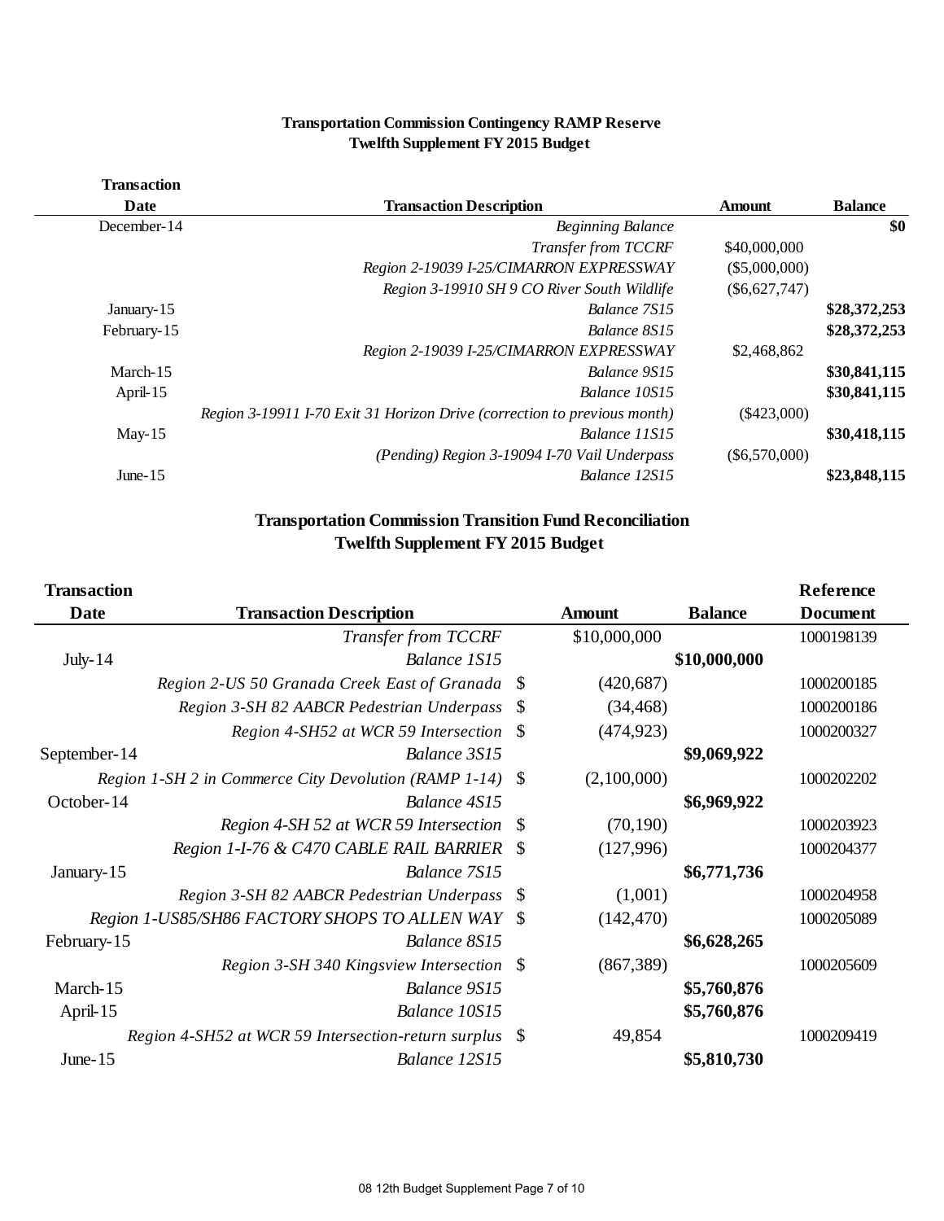**Transportation Commission Contingency RAMP Reserve**
**Twelfth Supplement FY 2015 Budget**

| Transaction Date | Transaction Description | Amount | Balance |
|---|---|---|---|
| December-14 | *Beginning Balance* | | **$0** |
| | *Transfer from TCCRF* | $40,000,000 | |
| | *Region 2-19039 I-25/CIMARRON EXPRESSWAY* | ($5,000,000) | |
| | *Region 3-19910 SH 9 CO River South Wildlife* | ($6,627,747) | |
| January-15 | *Balance 7S15* | | **$28,372,253** |
| February-15 | *Balance 8S15* | | **$28,372,253** |
| | *Region 2-19039 I-25/CIMARRON EXPRESSWAY* | $2,468,862 | |
| March-15 | *Balance 9S15* | | **$30,841,115** |
| April-15 | *Balance 10S15* | | **$30,841,115** |
| | *Region 3-19911 I-70 Exit 31 Horizon Drive (correction to previous month)* | ($423,000) | |
| May-15 | *Balance 11S15* | | **$30,418,115** |
| | *(Pending) Region 3-19094 I-70 Vail Underpass* | ($6,570,000) | |
| June-15 | *Balance 12S15* | | **$23,848,115** |

**Transportation Commission Transition Fund Reconciliation**
**Twelfth Supplement FY 2015 Budget**

| Transaction Date | Transaction Description | Amount | Balance | Reference Document |
|---|---|---|---|---|
| | *Transfer from TCCRF* | $10,000,000 | | 1000198139 |
| July-14 | *Balance 1S15* | | **$10,000,000** | |
| | *Region 2-US 50 Granada Creek East of Granada* | $ (420,687) | | 1000200185 |
| | *Region 3-SH 82 AABCR Pedestrian Underpass* | $ (34,468) | | 1000200186 |
| | *Region 4-SH52 at WCR 59 Intersection* | $ (474,923) | | 1000200327 |
| September-14 | *Balance 3S15* | | **$9,069,922** | |
| | *Region 1-SH 2 in Commerce City Devolution (RAMP 1-14)* | $ (2,100,000) | | 1000202202 |
| October-14 | *Balance 4S15* | | **$6,969,922** | |
| | *Region 4-SH 52 at WCR 59 Intersection* | $ (70,190) | | 1000203923 |
| | *Region 1-I-76 & C470 CABLE RAIL BARRIER* | $ (127,996) | | 1000204377 |
| January-15 | *Balance 7S15* | | **$6,771,736** | |
| | *Region 3-SH 82 AABCR Pedestrian Underpass* | $ (1,001) | | 1000204958 |
| | *Region 1-US85/SH86 FACTORY SHOPS TO ALLEN WAY* | $ (142,470) | | 1000205089 |
| February-15 | *Balance 8S15* | | **$6,628,265** | |
| | *Region 3-SH 340 Kingsview Intersection* | $ (867,389) | | 1000205609 |
| March-15 | *Balance 9S15* | | **$5,760,876** | |
| April-15 | *Balance 10S15* | | **$5,760,876** | |
| | *Region 4-SH52 at WCR 59 Intersection-return surplus* | $ 49,854 | | 1000209419 |
| June-15 | *Balance 12S15* | | **$5,810,730** | |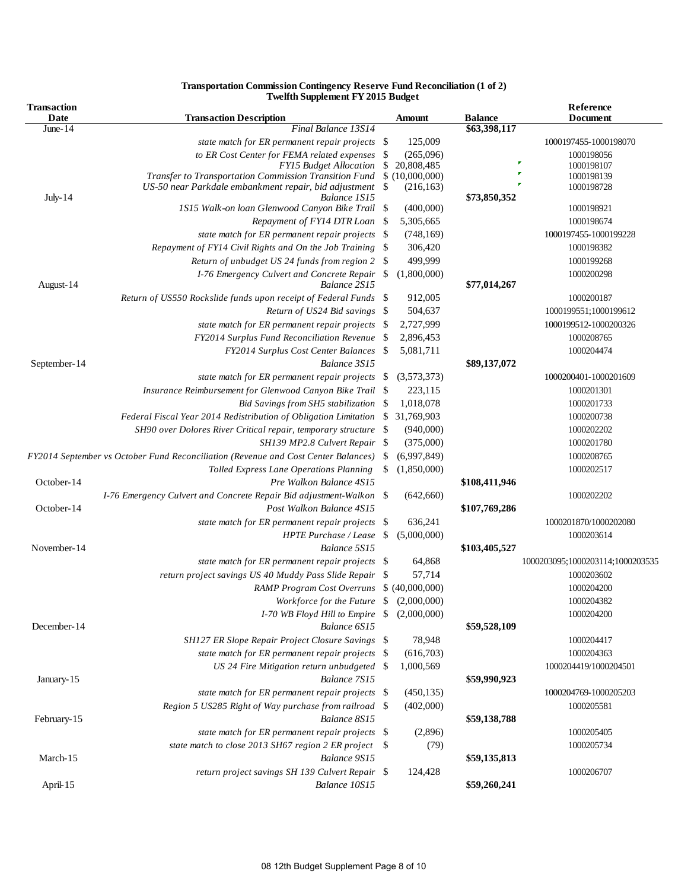**Transportation Commission Contingency Reserve Fund Reconciliation (1 of 2)**
**Twelfth Supplement FY 2015 Budget**

| Transaction Date | Transaction Description | Amount | Balance | Reference Document |
|---|---|---|---|---|
| June-14 | *Final Balance 13S14* | | $63,398,117 | |
| | *state match for ER permanent repair projects* | $ 125,009 | | 1000197455-1000198070 |
| | *to ER Cost Center for FEMA related expenses* | $ (265,096) | | 1000198056 |
| | *FY15 Budget Allocation* | $ 20,808,485 | | 1000198107 |
| | *Transfer to Transportation Commission Transition Fund* | $ (10,000,000) | | 1000198139 |
| | *US-50 near Parkdale embankment repair, bid adjustment* | $ (216,163) | | 1000198728 |
| July-14 | *Balance 1S15* | | $73,850,352 | |
| | *1S15 Walk-on loan Glenwood Canyon Bike Trail* | $ (400,000) | | 1000198921 |
| | *Repayment of FY14 DTR Loan* | $ 5,305,665 | | 1000198674 |
| | *state match for ER permanent repair projects* | $ (748,169) | | 1000197455-1000199228 |
| | *Repayment of FY14 Civil Rights and On the Job Training* | $ 306,420 | | 1000198382 |
| | *Return of unbudget US 24 funds from region 2* | $ 499,999 | | 1000199268 |
| | *I-76 Emergency Culvert and Concrete Repair* | $ (1,800,000) | | 1000200298 |
| August-14 | *Balance 2S15* | | $77,014,267 | |
| | *Return of US550 Rockslide funds upon receipt of Federal Funds* | $ 912,005 | | 1000200187 |
| | *Return of US24 Bid savings* | $ 504,637 | | 1000199551;1000199612 |
| | *state match for ER permanent repair projects* | $ 2,727,999 | | 1000199512-1000200326 |
| | *FY2014 Surplus Fund Reconciliation Revenue* | $ 2,896,453 | | 1000208765 |
| | *FY2014 Surplus Cost Center Balances* | $ 5,081,711 | | 1000204474 |
| September-14 | *Balance 3S15* | | $89,137,072 | |
| | *state match for ER permanent repair projects* | $ (3,573,373) | | 1000200401-1000201609 |
| | *Insurance Reimbursement for Glenwood Canyon Bike Trail* | $ 223,115 | | 1000201301 |
| | *Bid Savings from SH5 stabilization* | $ 1,018,078 | | 1000201733 |
| | *Federal Fiscal Year 2014 Redistribution of Obligation Limitation* | $ 31,769,903 | | 1000200738 |
| | *SH90 over Dolores River Critical repair, temporary structure* | $ (940,000) | | 1000202202 |
| | *SH139 MP2.8 Culvert Repair* | $ (375,000) | | 1000201780 |
| | *FY2014 September vs October Fund Reconciliation (Revenue and Cost Center Balances)* | $ (6,997,849) | | 1000208765 |
| | *Tolled Express Lane Operations Planning* | $ (1,850,000) | | 1000202517 |
| October-14 | *Pre Walkon Balance 4S15* | | $108,411,946 | |
| | *I-76 Emergency Culvert and Concrete Repair Bid adjustment-Walkon* | $ (642,660) | | 1000202202 |
| October-14 | *Post Walkon Balance 4S15* | | $107,769,286 | |
| | *state match for ER permanent repair projects* | $ 636,241 | | 1000201870/1000202080 |
| | *HPTE Purchase / Lease* | $ (5,000,000) | | 1000203614 |
| November-14 | *Balance 5S15* | | $103,405,527 | |
| | *state match for ER permanent repair projects* | $ 64,868 | | 1000203095;1000203114;1000203535 |
| | *return project savings US 40 Muddy Pass Slide Repair* | $ 57,714 | | 1000203602 |
| | *RAMP Program Cost Overruns* | $ (40,000,000) | | 1000204200 |
| | *Workforce for the Future* | $ (2,000,000) | | 1000204382 |
| | *I-70 WB Floyd Hill to Empire* | $ (2,000,000) | | 1000204200 |
| December-14 | *Balance 6S15* | | $59,528,109 | |
| | *SH127 ER Slope Repair Project Closure Savings* | $ 78,948 | | 1000204417 |
| | *state match for ER permanent repair projects* | $ (616,703) | | 1000204363 |
| | *US 24 Fire Mitigation return unbudgeted* | $ 1,000,569 | | 1000204419/1000204501 |
| January-15 | *Balance 7S15* | | $59,990,923 | |
| | *state match for ER permanent repair projects* | $ (450,135) | | 1000204769-1000205203 |
| | *Region 5 US285 Right of Way purchase from railroad* | $ (402,000) | | 1000205581 |
| February-15 | *Balance 8S15* | | $59,138,788 | |
| | *state match for ER permanent repair projects* | $ (2,896) | | 1000205405 |
| | *state match to close 2013 SH67 region 2 ER project* | $ (79) | | 1000205734 |
| March-15 | *Balance 9S15* | | $59,135,813 | |
| | *return project savings SH 139 Culvert Repair* | $ 124,428 | | 1000206707 |
| April-15 | *Balance 10S15* | | $59,260,241 | |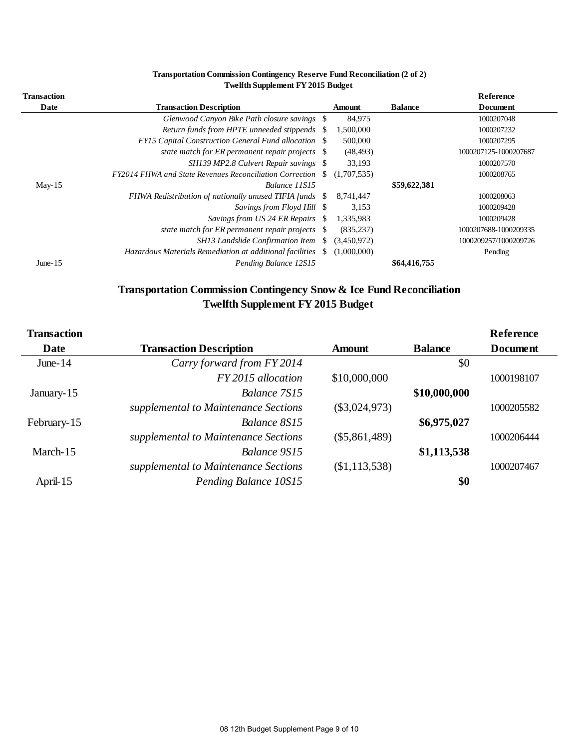**Transportation Commission Contingency Reserve Fund Reconciliation (2 of 2)**
**Twelfth Supplement FY 2015 Budget**

| Transaction Date | Transaction Description | Amount | Balance | Reference Document |
|---|---|---|---|---|
| | *Glenwood Canyon Bike Path closure savings* | $ 84,975 | | 1000207048 |
| | *Return funds from HPTE unneeded stippends* | $ 1,500,000 | | 1000207232 |
| | *FY15 Capital Construction General Fund allocation* | $ 500,000 | | 1000207295 |
| | *state match for ER permanent repair projects* | $ (48,493) | | 1000207125-1000207687 |
| | *SH139 MP2.8 Culvert Repair savings* | $ 33,193 | | 1000207570 |
| | *FY2014 FHWA and State Revenues Reconciliation Correction* | $ (1,707,535) | | 1000208765 |
| May-15 | *Balance 11S15* | | **$59,622,381** | |
| | *FHWA Redistribution of nationally unused TIFIA funds* | $ 8,741,447 | | 1000208063 |
| | *Savings from Floyd Hill* | $ 3,153 | | 1000209428 |
| | *Savings from US 24 ER Repairs* | $ 1,335,983 | | 1000209428 |
| | *state match for ER permanent repair projects* | $ (835,237) | | 1000207688-1000209335 |
| | *SH13 Landslide Confirmation Item* | $ (3,450,972) | | 1000209257/1000209726 |
| | *Hazardous Materials Remediation at additional facilities* | $ (1,000,000) | | Pending |
| June-15 | *Pending Balance 12S15* | | **$64,416,755** | |

## Transportation Commission Contingency Snow & Ice Fund Reconciliation
## Twelfth Supplement FY 2015 Budget

| Transaction Date | Transaction Description | Amount | Balance | Reference Document |
|---|---|---|---|---|
| June-14 | *Carry forward from FY 2014* | | $0 | |
| | *FY 2015 allocation* | $10,000,000 | | 1000198107 |
| January-15 | *Balance 7S15* | | **$10,000,000** | |
| | *supplemental to Maintenance Sections* | ($3,024,973) | | 1000205582 |
| February-15 | *Balance 8S15* | | **$6,975,027** | |
| | *supplemental to Maintenance Sections* | ($5,861,489) | | 1000206444 |
| March-15 | *Balance 9S15* | | **$1,113,538** | |
| | *supplemental to Maintenance Sections* | ($1,113,538) | | 1000207467 |
| April-15 | *Pending Balance 10S15* | | **$0** | |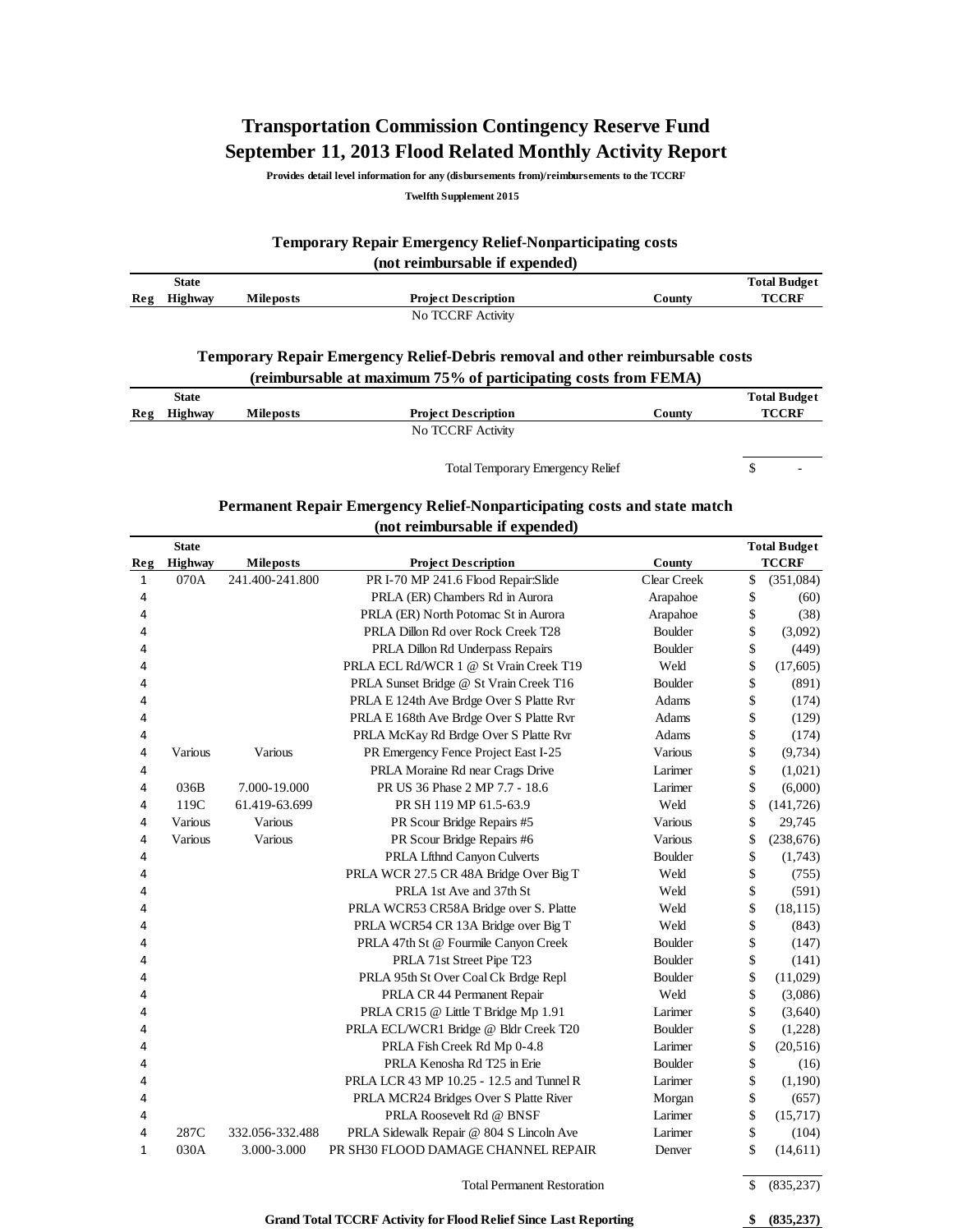# Transportation Commission Contingency Reserve Fund
# September 11, 2013 Flood Related Monthly Activity Report

**Provides detail level information for any (disbursements from)/reimbursements to the TCCRF**

**Twelfth Supplement 2015**

### Temporary Repair Emergency Relief-Nonparticipating costs
### (not reimbursable if expended)

| Reg | State Highway | Mileposts | Project Description | County | Total Budget TCCRF |
|---|---|---|---|---|---|
| | | | No TCCRF Activity | | |

### Temporary Repair Emergency Relief-Debris removal and other reimbursable costs
### (reimbursable at maximum 75% of participating costs from FEMA)

| Reg | State Highway | Mileposts | Project Description | County | Total Budget TCCRF |
|---|---|---|---|---|---|
| | | | No TCCRF Activity | | |
| | | | Total Temporary Emergency Relief | | $ - |

### Permanent Repair Emergency Relief-Nonparticipating costs and state match
### (not reimbursable if expended)

| Reg | State Highway | Mileposts | Project Description | County | Total Budget TCCRF |
|---|---|---|---|---|---|
| 1 | 070A | 241.400-241.800 | PR I-70 MP 241.6 Flood Repair:Slide | Clear Creek | $ (351,084) |
| 4 | | | PRLA (ER) Chambers Rd in Aurora | Arapahoe | $ (60) |
| 4 | | | PRLA (ER) North Potomac St in Aurora | Arapahoe | $ (38) |
| 4 | | | PRLA Dillon Rd over Rock Creek T28 | Boulder | $ (3,092) |
| 4 | | | PRLA Dillon Rd Underpass Repairs | Boulder | $ (449) |
| 4 | | | PRLA ECL Rd/WCR 1 @ St Vrain Creek T19 | Weld | $ (17,605) |
| 4 | | | PRLA Sunset Bridge @ St Vrain Creek T16 | Boulder | $ (891) |
| 4 | | | PRLA E 124th Ave Brdge Over S Platte Rvr | Adams | $ (174) |
| 4 | | | PRLA E 168th Ave Brdge Over S Platte Rvr | Adams | $ (129) |
| 4 | | | PRLA McKay Rd Brdge Over S Platte Rvr | Adams | $ (174) |
| 4 | Various | Various | PR Emergency Fence Project East I-25 | Various | $ (9,734) |
| 4 | | | PRLA Moraine Rd near Crags Drive | Larimer | $ (1,021) |
| 4 | 036B | 7.000-19.000 | PR US 36 Phase 2 MP 7.7 - 18.6 | Larimer | $ (6,000) |
| 4 | 119C | 61.419-63.699 | PR SH 119 MP 61.5-63.9 | Weld | $ (141,726) |
| 4 | Various | Various | PR Scour Bridge Repairs #5 | Various | $ 29,745 |
| 4 | Various | Various | PR Scour Bridge Repairs #6 | Various | $ (238,676) |
| 4 | | | PRLA Lfthnd Canyon Culverts | Boulder | $ (1,743) |
| 4 | | | PRLA WCR 27.5 CR 48A Bridge Over Big T | Weld | $ (755) |
| 4 | | | PRLA 1st Ave and 37th St | Weld | $ (591) |
| 4 | | | PRLA WCR53 CR58A Bridge over S. Platte | Weld | $ (18,115) |
| 4 | | | PRLA WCR54 CR 13A Bridge over Big T | Weld | $ (843) |
| 4 | | | PRLA 47th St @ Fourmile Canyon Creek | Boulder | $ (147) |
| 4 | | | PRLA 71st Street Pipe T23 | Boulder | $ (141) |
| 4 | | | PRLA 95th St Over Coal Ck Brdge Repl | Boulder | $ (11,029) |
| 4 | | | PRLA CR 44 Permanent Repair | Weld | $ (3,086) |
| 4 | | | PRLA CR15 @ Little T Bridge Mp 1.91 | Larimer | $ (3,640) |
| 4 | | | PRLA ECL/WCR1 Bridge @ Bldr Creek T20 | Boulder | $ (1,228) |
| 4 | | | PRLA Fish Creek Rd Mp 0-4.8 | Larimer | $ (20,516) |
| 4 | | | PRLA Kenosha Rd T25 in Erie | Boulder | $ (16) |
| 4 | | | PRLA LCR 43 MP 10.25 - 12.5 and Tunnel R | Larimer | $ (1,190) |
| 4 | | | PRLA MCR24 Bridges Over S Platte River | Morgan | $ (657) |
| 4 | | | PRLA Roosevelt Rd @ BNSF | Larimer | $ (15,717) |
| 4 | 287C | 332.056-332.488 | PRLA Sidewalk Repair @ 804 S Lincoln Ave | Larimer | $ (104) |
| 1 | 030A | 3.000-3.000 | PR SH30 FLOOD DAMAGE CHANNEL REPAIR | Denver | $ (14,611) |
| | | | Total Permanent Restoration | | $ (835,237) |

**Grand Total TCCRF Activity for Flood Relief Since Last Reporting** **$ (835,237)**